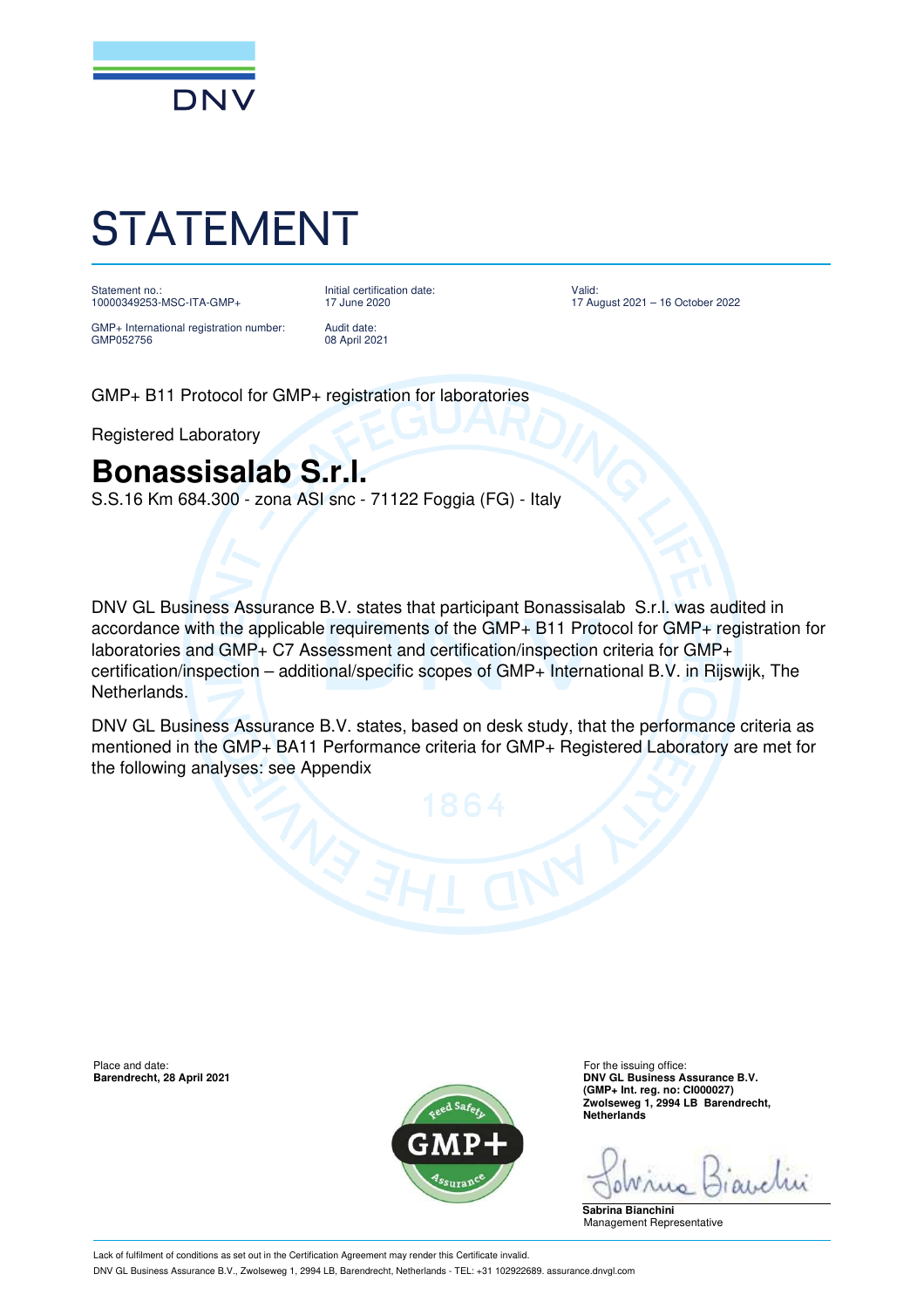DNV

# STATEMENT

| Statement no.:<br>10000349253-MSC-ITA-GMP+ | Initial certification date:<br>17 June 2020 | Valid:<br>17 August 2021 – 16 October 2022 |
|---|---|---|
| GMP+ International registration number:<br>GMP052756 | Audit date:<br>08 April 2021 | |

GMP+ B11 Protocol for GMP+ registration for laboratories

Registered Laboratory

## Bonassisalab S.r.l.

S.S.16 Km 684.300 - zona ASI snc - 71122 Foggia (FG) - Italy

DNV GL Business Assurance B.V. states that participant Bonassisalab S.r.l. was audited in accordance with the applicable requirements of the GMP+ B11 Protocol for GMP+ registration for laboratories and GMP+ C7 Assessment and certification/inspection criteria for GMP+ certification/inspection – additional/specific scopes of GMP+ International B.V. in Rijswijk, The Netherlands.

DNV GL Business Assurance B.V. states, based on desk study, that the performance criteria as mentioned in the GMP+ BA11 Performance criteria for GMP+ Registered Laboratory are met for the following analyses: see Appendix

Place and date:
**Barendrecht, 28 April 2021**

For the issuing office:
**DNV GL Business Assurance B.V.**
**(GMP+ Int. reg. no: CI000027)**
**Zwolseweg 1, 2994 LB Barendrecht,**
**Netherlands**

**Sabrina Bianchini**
Management Representative

Lack of fulfilment of conditions as set out in the Certification Agreement may render this Certificate invalid.

DNV GL Business Assurance B.V., Zwolseweg 1, 2994 LB, Barendrecht, Netherlands - TEL: +31 102922689. assurance.dnvgl.com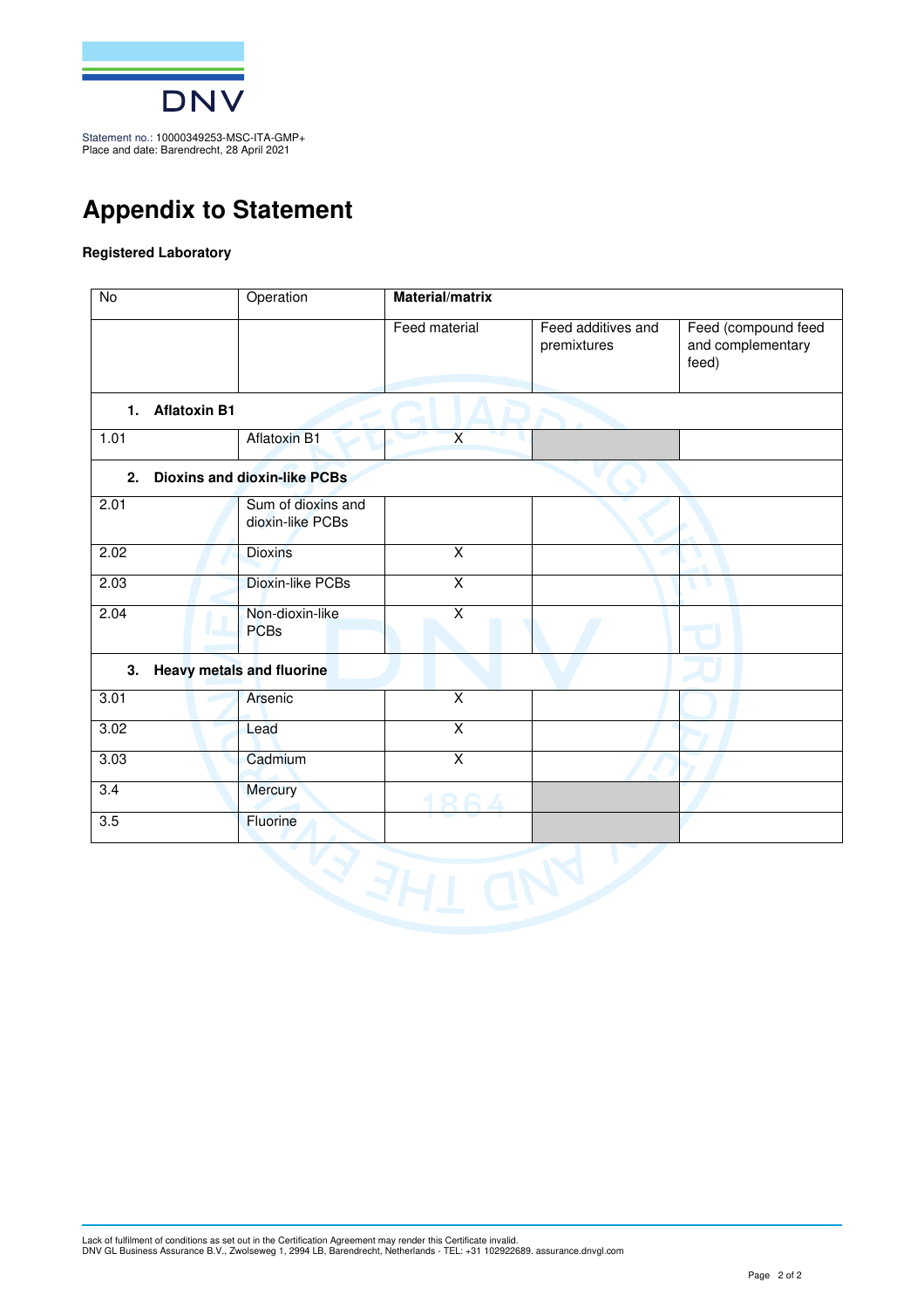Statement no.: 10000349253-MSC-ITA-GMP+
Place and date: Barendrecht, 28 April 2021

# Appendix to Statement

**Registered Laboratory**

| No | Operation | **Material/matrix** | | |
|---|---|---|---|---|
| | | Feed material | Feed additives and premixtures | Feed (compound feed and complementary feed) |
| **1. Aflatoxin B1** | | | | |
| 1.01 | Aflatoxin B1 | X | | |
| **2. Dioxins and dioxin-like PCBs** | | | | |
| 2.01 | Sum of dioxins and dioxin-like PCBs | | | |
| 2.02 | Dioxins | X | | |
| 2.03 | Dioxin-like PCBs | X | | |
| 2.04 | Non-dioxin-like PCBs | X | | |
| **3. Heavy metals and fluorine** | | | | |
| 3.01 | Arsenic | X | | |
| 3.02 | Lead | X | | |
| 3.03 | Cadmium | X | | |
| 3.4 | Mercury | | | |
| 3.5 | Fluorine | | | |

Lack of fulfilment of conditions as set out in the Certification Agreement may render this Certificate invalid.
DNV GL Business Assurance B.V., Zwolseweg 1, 2994 LB, Barendrecht, Netherlands - TEL: +31 102922689. assurance.dnvgl.com